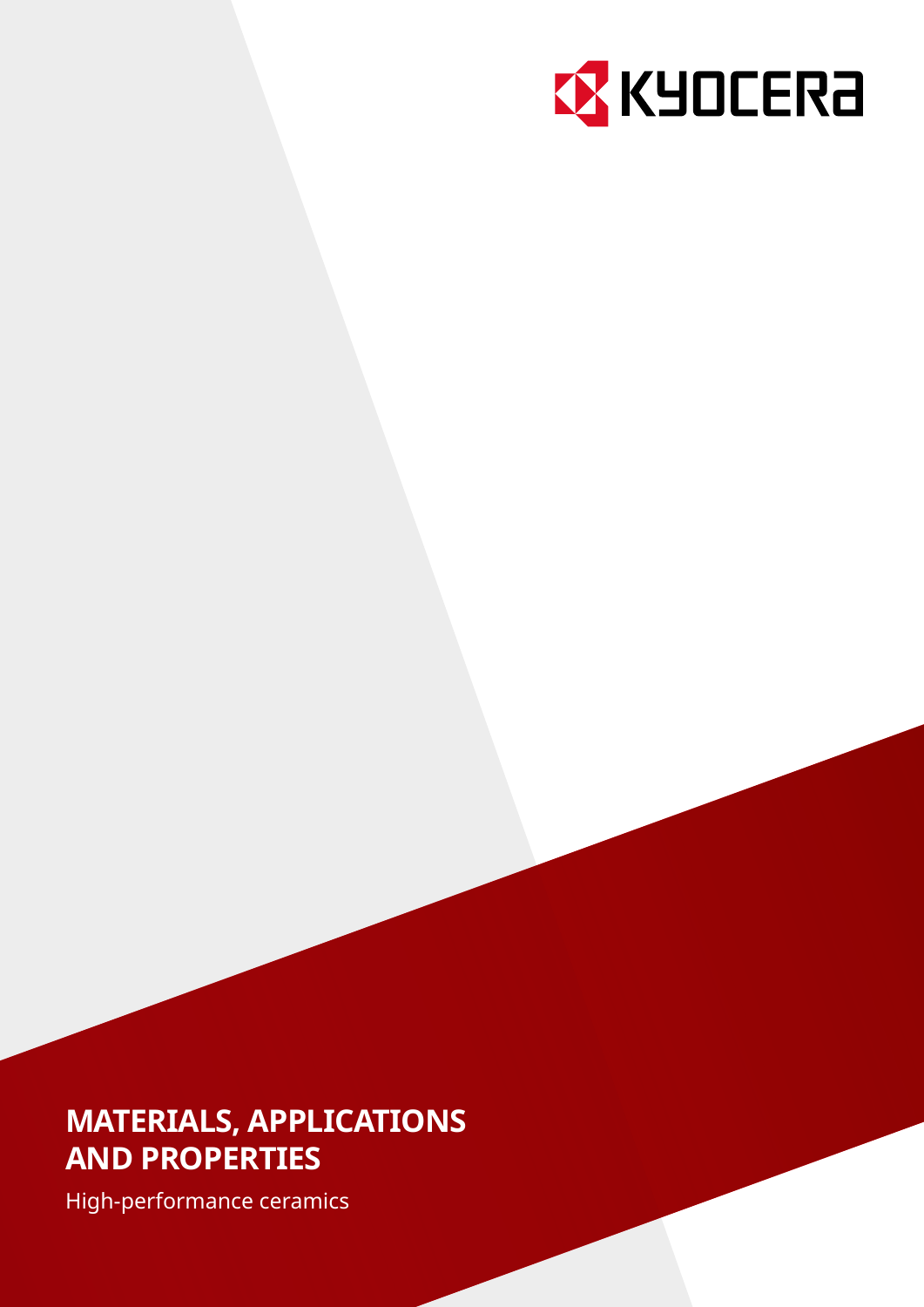KYOCERA

# MATERIALS, APPLICATIONS AND PROPERTIES

High-performance ceramics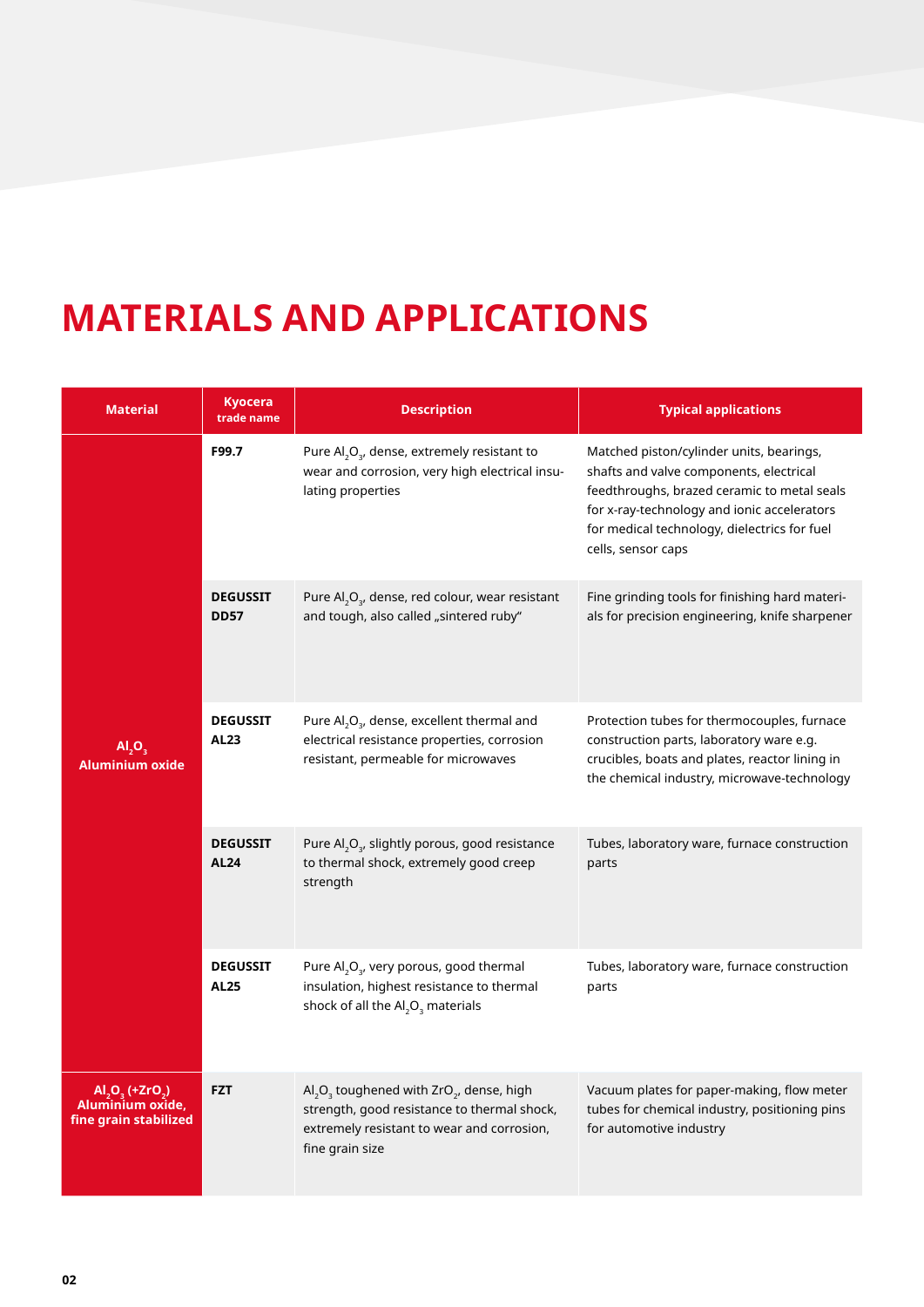# MATERIALS AND APPLICATIONS

| Material | Kyocera trade name | Description | Typical applications |
|---|---|---|---|
| $Al_2O_3$ Aluminium oxide | F99.7 | Pure $Al_2O_3$, dense, extremely resistant to wear and corrosion, very high electrical insulating properties | Matched piston/cylinder units, bearings, shafts and valve components, electrical feedthroughs, brazed ceramic to metal seals for x-ray-technology and ionic accelerators for medical technology, dielectrics for fuel cells, sensor caps |
| | DEGUSSIT DD57 | Pure $Al_2O_3$, dense, red colour, wear resistant and tough, also called „sintered ruby" | Fine grinding tools for finishing hard materials for precision engineering, knife sharpener |
| | DEGUSSIT AL23 | Pure $Al_2O_3$, dense, excellent thermal and electrical resistance properties, corrosion resistant, permeable for microwaves | Protection tubes for thermocouples, furnace construction parts, laboratory ware e.g. crucibles, boats and plates, reactor lining in the chemical industry, microwave-technology |
| | DEGUSSIT AL24 | Pure $Al_2O_3$, slightly porous, good resistance to thermal shock, extremely good creep strength | Tubes, laboratory ware, furnace construction parts |
| | DEGUSSIT AL25 | Pure $Al_2O_3$, very porous, good thermal insulation, highest resistance to thermal shock of all the $Al_2O_3$ materials | Tubes, laboratory ware, furnace construction parts |
| $Al_2O_3$ (+$ZrO_2$) Aluminium oxide, fine grain stabilized | FZT | $Al_2O_3$ toughened with $ZrO_2$, dense, high strength, good resistance to thermal shock, extremely resistant to wear and corrosion, fine grain size | Vacuum plates for paper-making, flow meter tubes for chemical industry, positioning pins for automotive industry |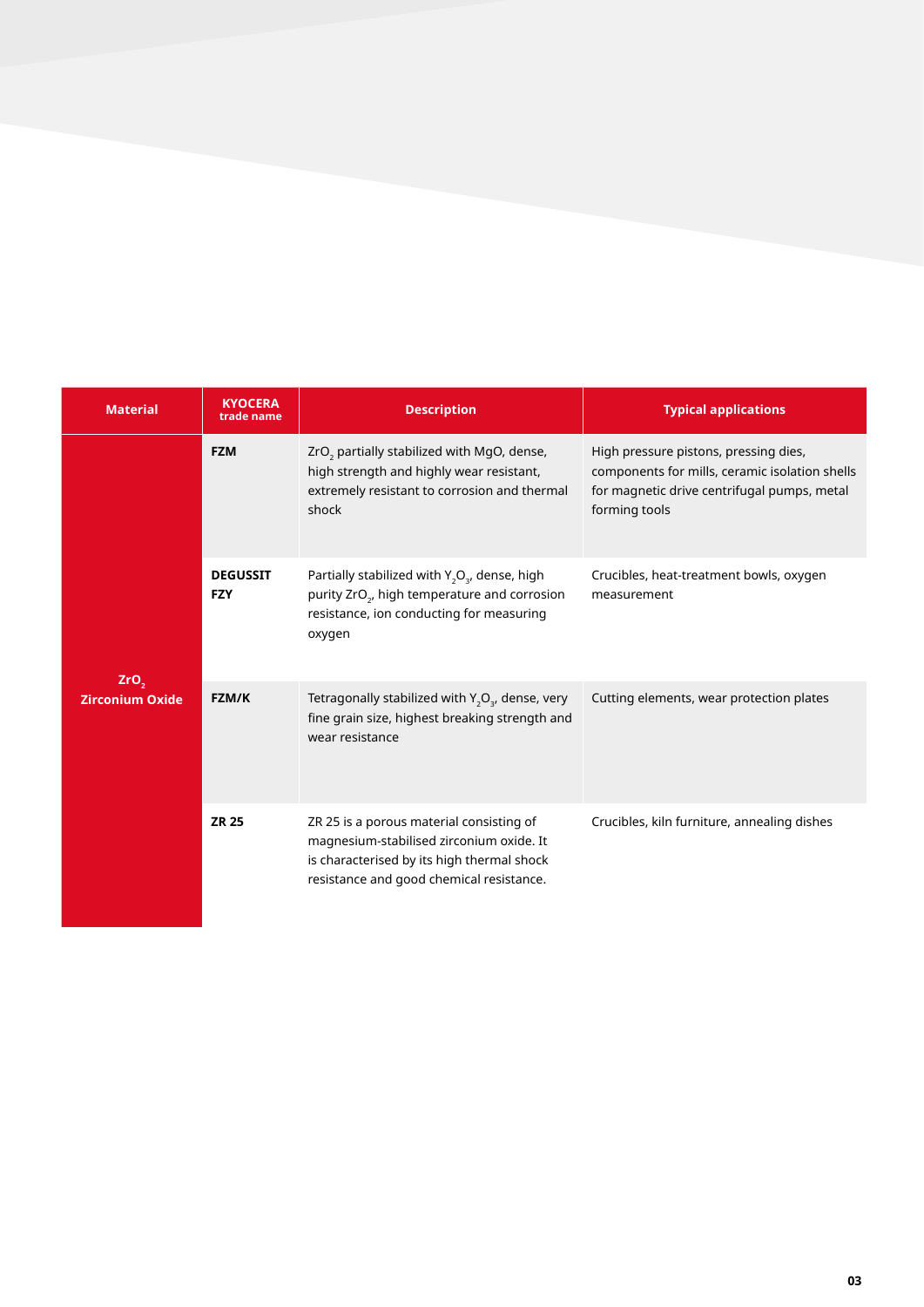| Material | KYOCERA trade name | Description | Typical applications |
|---|---|---|---|
| $ZrO_2$ Zirconium Oxide | **FZM** | $ZrO_2$ partially stabilized with MgO, dense, high strength and highly wear resistant, extremely resistant to corrosion and thermal shock | High pressure pistons, pressing dies, components for mills, ceramic isolation shells for magnetic drive centrifugal pumps, metal forming tools |
| | **DEGUSSIT FZY** | Partially stabilized with $Y_2O_3$, dense, high purity $ZrO_2$, high temperature and corrosion resistance, ion conducting for measuring oxygen | Crucibles, heat-treatment bowls, oxygen measurement |
| | **FZM/K** | Tetragonally stabilized with $Y_2O_3$, dense, very fine grain size, highest breaking strength and wear resistance | Cutting elements, wear protection plates |
| | **ZR 25** | ZR 25 is a porous material consisting of magnesium-stabilised zirconium oxide. It is characterised by its high thermal shock resistance and good chemical resistance. | Crucibles, kiln furniture, annealing dishes |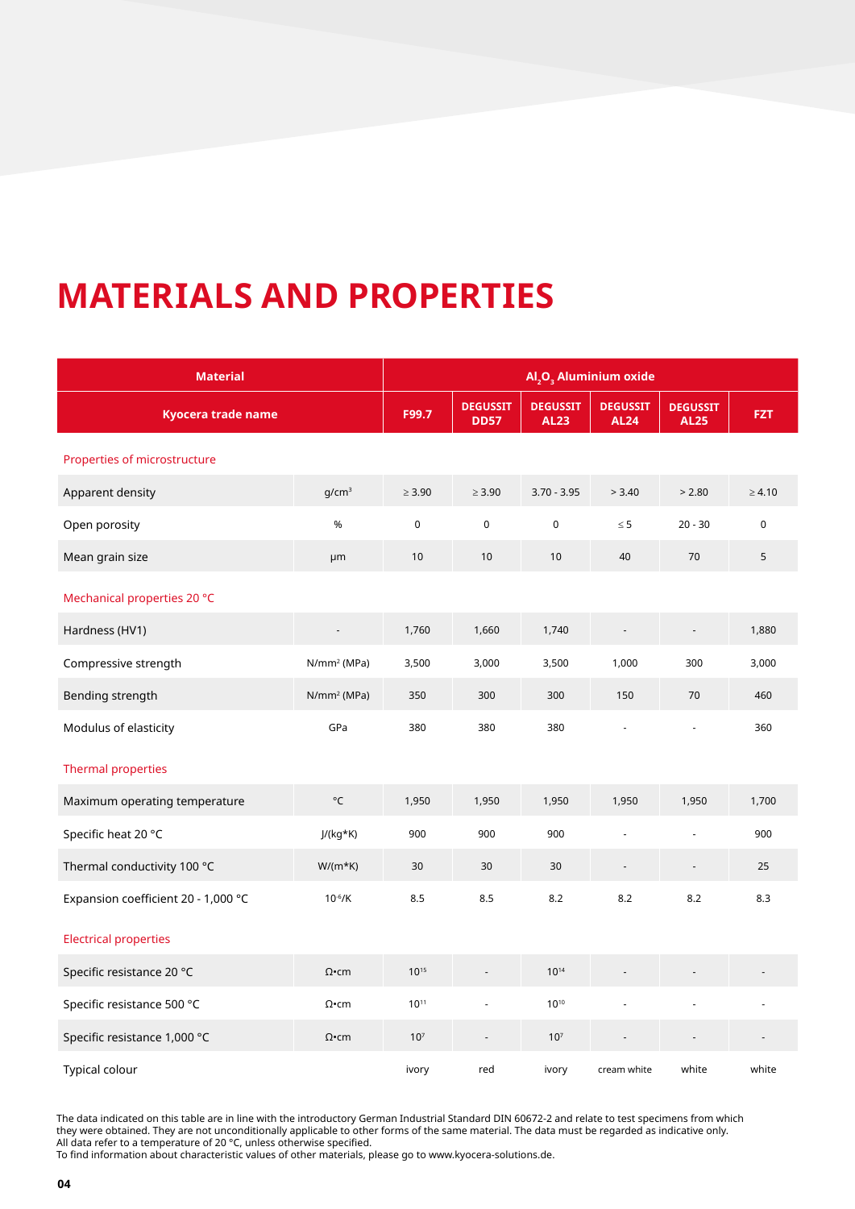# MATERIALS AND PROPERTIES

| Material | | $Al_2O_3$ Aluminium oxide | | | | | |
|---|---|---|---|---|---|---|---|
| Kyocera trade name | | F99.7 | DEGUSSIT DD57 | DEGUSSIT AL23 | DEGUSSIT AL24 | DEGUSSIT AL25 | FZT |
| **Properties of microstructure** | | | | | | | |
| Apparent density | g/cm³ | ≥ 3.90 | ≥ 3.90 | 3.70 - 3.95 | > 3.40 | > 2.80 | ≥ 4.10 |
| Open porosity | % | 0 | 0 | 0 | ≤ 5 | 20 - 30 | 0 |
| Mean grain size | µm | 10 | 10 | 10 | 40 | 70 | 5 |
| **Mechanical properties 20 °C** | | | | | | | |
| Hardness (HV1) | - | 1,760 | 1,660 | 1,740 | - | - | 1,880 |
| Compressive strength | N/mm² (MPa) | 3,500 | 3,000 | 3,500 | 1,000 | 300 | 3,000 |
| Bending strength | N/mm² (MPa) | 350 | 300 | 300 | 150 | 70 | 460 |
| Modulus of elasticity | GPa | 380 | 380 | 380 | - | - | 360 |
| **Thermal properties** | | | | | | | |
| Maximum operating temperature | °C | 1,950 | 1,950 | 1,950 | 1,950 | 1,950 | 1,700 |
| Specific heat 20 °C | J/(kg*K) | 900 | 900 | 900 | - | - | 900 |
| Thermal conductivity 100 °C | W/(m*K) | 30 | 30 | 30 | - | - | 25 |
| Expansion coefficient 20 - 1,000 °C | $10^{-6}$/K | 8.5 | 8.5 | 8.2 | 8.2 | 8.2 | 8.3 |
| **Electrical properties** | | | | | | | |
| Specific resistance 20 °C | Ω•cm | $10^{15}$ | - | $10^{14}$ | - | - | - |
| Specific resistance 500 °C | Ω•cm | $10^{11}$ | - | $10^{10}$ | - | - | - |
| Specific resistance 1,000 °C | Ω•cm | $10^{7}$ | - | $10^{7}$ | - | - | - |
| Typical colour | | ivory | red | ivory | cream white | white | white |

The data indicated on this table are in line with the introductory German Industrial Standard DIN 60672-2 and relate to test specimens from which they were obtained. They are not unconditionally applicable to other forms of the same material. The data must be regarded as indicative only.
All data refer to a temperature of 20 °C, unless otherwise specified.
To find information about characteristic values of other materials, please go to www.kyocera-solutions.de.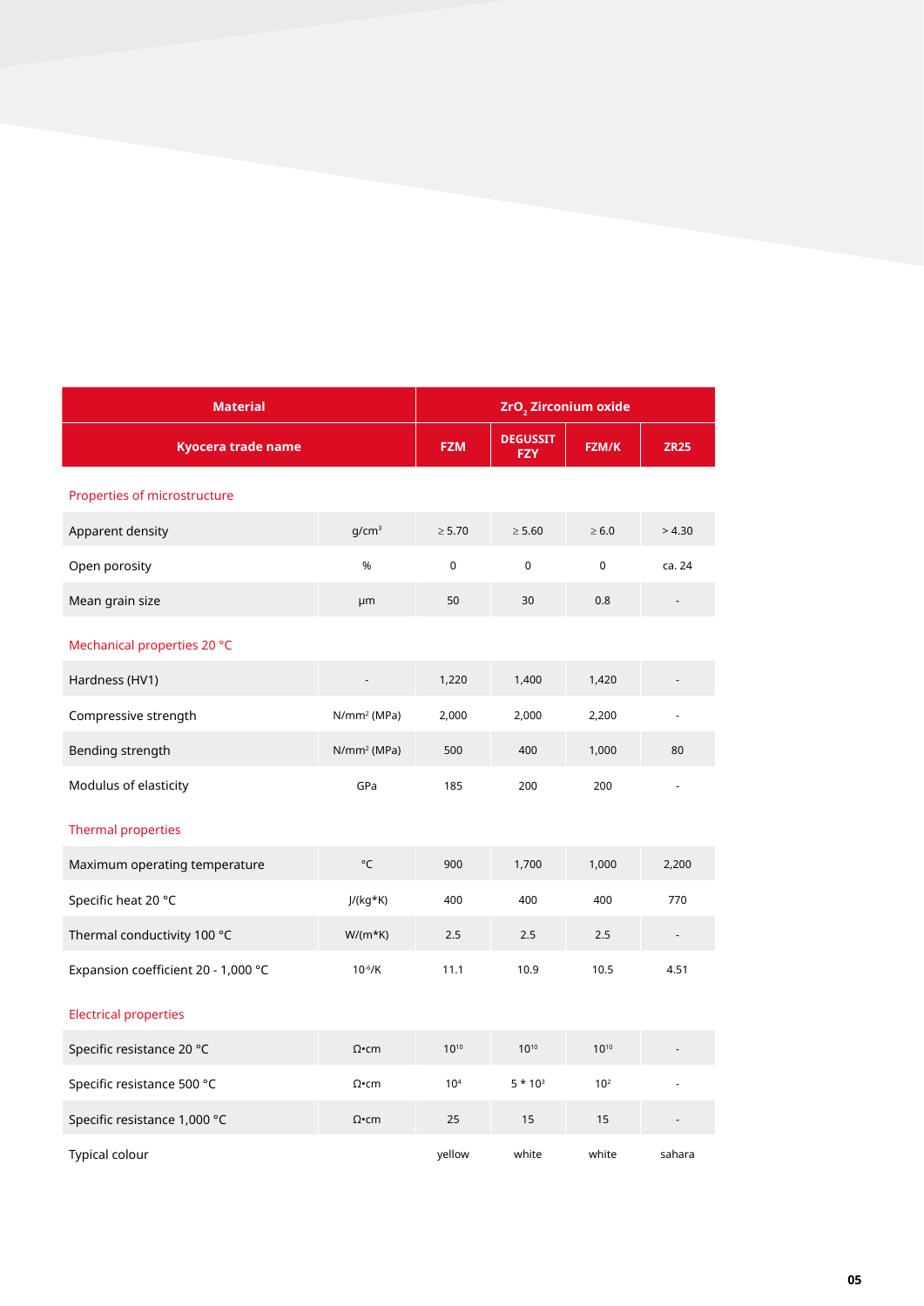| Material | | ZrO$_2$ Zirconium oxide | | | |
|---|---|---|---|---|---|
| Kyocera trade name | | FZM | DEGUSSIT FZY | FZM/K | ZR25 |
| **Properties of microstructure** | | | | | |
| Apparent density | g/cm$^3$ | ≥ 5.70 | ≥ 5.60 | ≥ 6.0 | > 4.30 |
| Open porosity | % | 0 | 0 | 0 | ca. 24 |
| Mean grain size | µm | 50 | 30 | 0.8 | - |
| **Mechanical properties 20 °C** | | | | | |
| Hardness (HV1) | - | 1,220 | 1,400 | 1,420 | - |
| Compressive strength | N/mm$^2$ (MPa) | 2,000 | 2,000 | 2,200 | - |
| Bending strength | N/mm$^2$ (MPa) | 500 | 400 | 1,000 | 80 |
| Modulus of elasticity | GPa | 185 | 200 | 200 | - |
| **Thermal properties** | | | | | |
| Maximum operating temperature | °C | 900 | 1,700 | 1,000 | 2,200 |
| Specific heat 20 °C | J/(kg*K) | 400 | 400 | 400 | 770 |
| Thermal conductivity 100 °C | W/(m*K) | 2.5 | 2.5 | 2.5 | - |
| Expansion coefficient 20 - 1,000 °C | $10^{-6}$/K | 11.1 | 10.9 | 10.5 | 4.51 |
| **Electrical properties** | | | | | |
| Specific resistance 20 °C | Ω•cm | $10^{10}$ | $10^{10}$ | $10^{10}$ | - |
| Specific resistance 500 °C | Ω•cm | $10^{4}$ | $5 * 10^{3}$ | $10^{2}$ | - |
| Specific resistance 1,000 °C | Ω•cm | 25 | 15 | 15 | - |
| Typical colour | | yellow | white | white | sahara |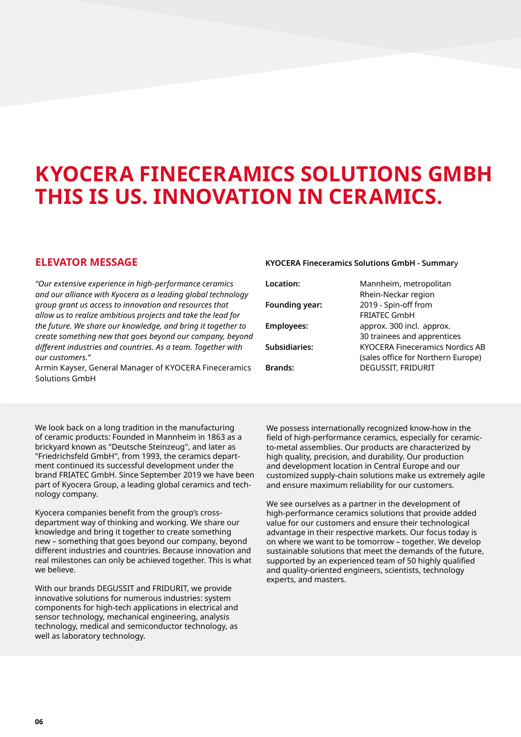# KYOCERA FINECERAMICS SOLUTIONS GMBH THIS IS US. INNOVATION IN CERAMICS.

## ELEVATOR MESSAGE

*"Our extensive experience in high-performance ceramics and our alliance with Kyocera as a leading global technology group grant us access to innovation and resources that allow us to realize ambitious projects and take the lead for the future. We share our knowledge, and bring it together to create something new that goes beyond our company, beyond different industries and countries. As a team. Together with our customers."*

Armin Kayser, General Manager of KYOCERA Fineceramics Solutions GmbH

**KYOCERA Fineceramics Solutions GmbH - Summary**

| | |
|---|---|
| **Location:** | Mannheim, metropolitan Rhein-Neckar region |
| **Founding year:** | 2019 - Spin-off from FRIATEC GmbH |
| **Employees:** | approx. 300 incl. approx. 30 trainees and apprentices |
| **Subsidiaries:** | KYOCERA Fineceramics Nordics AB (sales office for Northern Europe) |
| **Brands:** | DEGUSSIT, FRIDURIT |

We look back on a long tradition in the manufacturing of ceramic products: Founded in Mannheim in 1863 as a brickyard known as "Deutsche Steinzeug", and later as "Friedrichsfeld GmbH", from 1993, the ceramics department continued its successful development under the brand FRIATEC GmbH. Since September 2019 we have been part of Kyocera Group, a leading global ceramics and technology company.

Kyocera companies benefit from the group's cross-department way of thinking and working. We share our knowledge and bring it together to create something new – something that goes beyond our company, beyond different industries and countries. Because innovation and real milestones can only be achieved together. This is what we believe.

With our brands DEGUSSIT and FRIDURIT, we provide innovative solutions for numerous industries: system components for high-tech applications in electrical and sensor technology, mechanical engineering, analysis technology, medical and semiconductor technology, as well as laboratory technology.

We possess internationally recognized know-how in the field of high-performance ceramics, especially for ceramic-to-metal assemblies. Our products are characterized by high quality, precision, and durability. Our production and development location in Central Europe and our customized supply-chain solutions make us extremely agile and ensure maximum reliability for our customers.

We see ourselves as a partner in the development of high-performance ceramics solutions that provide added value for our customers and ensure their technological advantage in their respective markets. Our focus today is on where we want to be tomorrow – together. We develop sustainable solutions that meet the demands of the future, supported by an experienced team of 50 highly qualified and quality-oriented engineers, scientists, technology experts, and masters.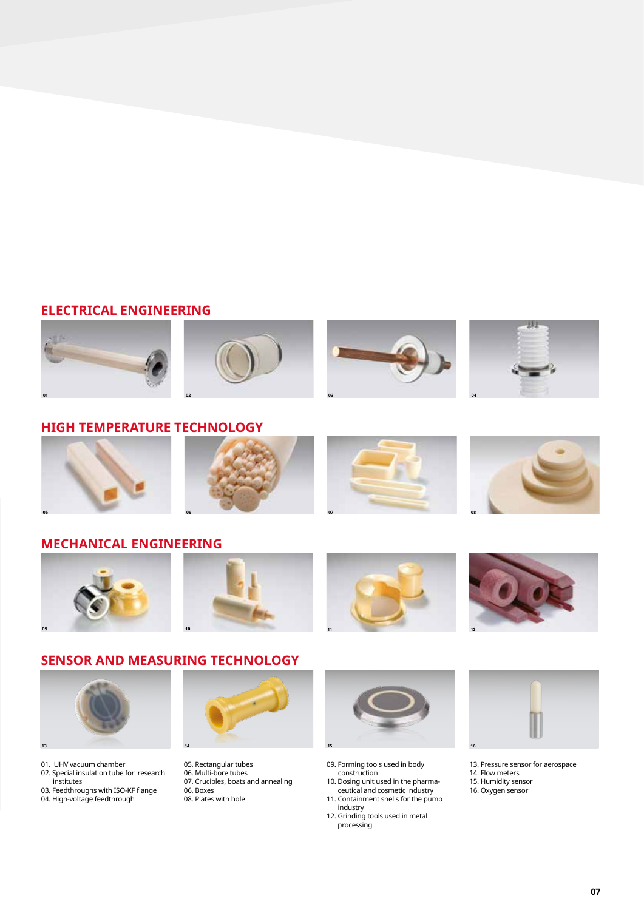## ELECTRICAL ENGINEERING

01 02 03 04

## HIGH TEMPERATURE TECHNOLOGY

05 06 07 08

## MECHANICAL ENGINEERING

09 10 11 12

## SENSOR AND MEASURING TECHNOLOGY

13 14 15 16

01. UHV vacuum chamber
02. Special insulation tube for research institutes
03. Feedthroughs with ISO-KF flange
04. High-voltage feedthrough

05. Rectangular tubes
06. Multi-bore tubes
07. Crucibles, boats and annealing
06. Boxes
08. Plates with hole

09. Forming tools used in body construction
10. Dosing unit used in the pharmaceutical and cosmetic industry
11. Containment shells for the pump industry
12. Grinding tools used in metal processing

13. Pressure sensor for aerospace
14. Flow meters
15. Humidity sensor
16. Oxygen sensor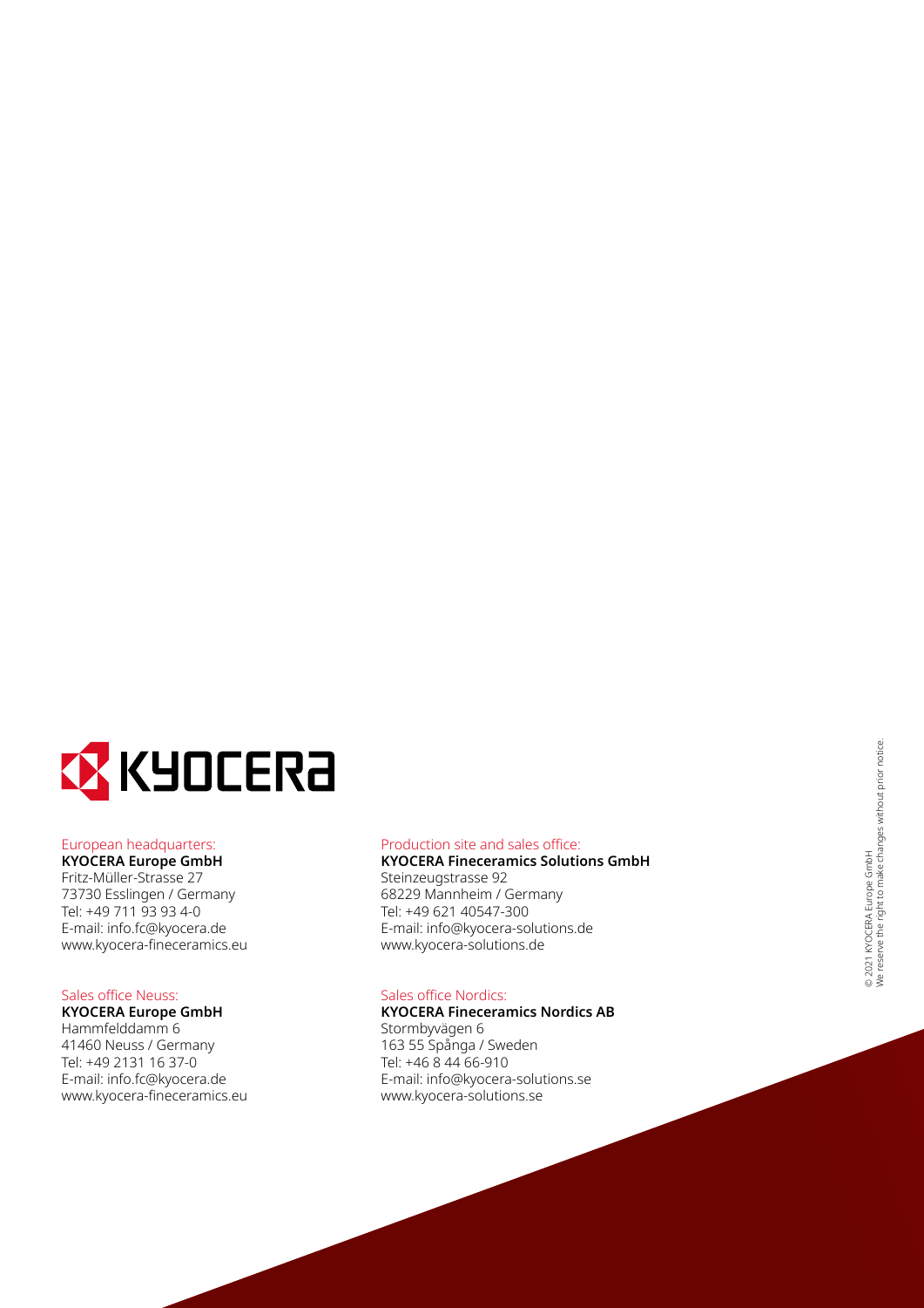KYOCERA

European headquarters:
**KYOCERA Europe GmbH**
Fritz-Müller-Strasse 27
73730 Esslingen / Germany
Tel: +49 711 93 93 4-0
E-mail: info.fc@kyocera.de
www.kyocera-fineceramics.eu

Sales office Neuss:
**KYOCERA Europe GmbH**
Hammfelddamm 6
41460 Neuss / Germany
Tel: +49 2131 16 37-0
E-mail: info.fc@kyocera.de
www.kyocera-fineceramics.eu

Production site and sales office:
**KYOCERA Fineceramics Solutions GmbH**
Steinzeugstrasse 92
68229 Mannheim / Germany
Tel: +49 621 40547-300
E-mail: info@kyocera-solutions.de
www.kyocera-solutions.de

Sales office Nordics:
**KYOCERA Fineceramics Nordics AB**
Stormbyvägen 6
163 55 Spånga / Sweden
Tel: +46 8 44 66-910
E-mail: info@kyocera-solutions.se
www.kyocera-solutions.se

© 2021 KYOCERA Europe GmbH
We reserve the right to make changes without prior notice.